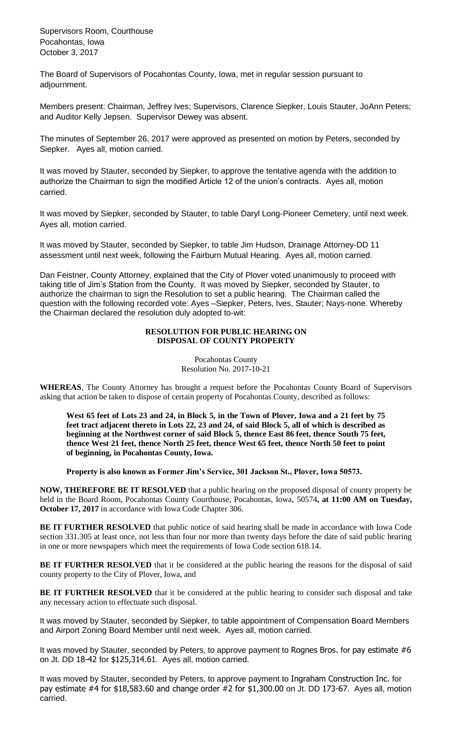Supervisors Room, Courthouse
Pocahontas, Iowa
October 3, 2017

The Board of Supervisors of Pocahontas County, Iowa, met in regular session pursuant to adjournment.

Members present: Chairman, Jeffrey Ives; Supervisors, Clarence Siepker, Louis Stauter, JoAnn Peters; and Auditor Kelly Jepsen. Supervisor Dewey was absent.

The minutes of September 26, 2017 were approved as presented on motion by Peters, seconded by Siepker. Ayes all, motion carried.

It was moved by Stauter, seconded by Siepker, to approve the tentative agenda with the addition to authorize the Chairman to sign the modified Article 12 of the union's contracts. Ayes all, motion carried.

It was moved by Siepker, seconded by Stauter, to table Daryl Long-Pioneer Cemetery, until next week. Ayes all, motion carried.

It was moved by Stauter, seconded by Siepker, to table Jim Hudson, Drainage Attorney-DD 11 assessment until next week, following the Fairburn Mutual Hearing. Ayes all, motion carried.

Dan Feistner, County Attorney, explained that the City of Plover voted unanimously to proceed with taking title of Jim's Station from the County. It was moved by Siepker, seconded by Stauter, to authorize the chairman to sign the Resolution to set a public hearing. The Chairman called the question with the following recorded vote: Ayes –Siepker, Peters, Ives, Stauter; Nays-none. Whereby the Chairman declared the resolution duly adopted to-wit:

**RESOLUTION FOR PUBLIC HEARING ON DISPOSAL OF COUNTY PROPERTY**

Pocahontas County
Resolution No. 2017-10-21

**WHEREAS**, The County Attorney has brought a request before the Pocahontas County Board of Supervisors asking that action be taken to dispose of certain property of Pocahontas County, described as follows:

**West 65 feet of Lots 23 and 24, in Block 5, in the Town of Plover, Iowa and a 21 feet by 75 feet tract adjacent thereto in Lots 22, 23 and 24, of said Block 5, all of which is described as beginning at the Northwest corner of said Block 5, thence East 86 feet, thence South 75 feet, thence West 21 feet, thence North 25 feet, thence West 65 feet, thence North 50 feet to point of beginning, in Pocahontas County, Iowa.**

**Property is also known as Former Jim's Service, 301 Jackson St., Plover, Iowa 50573.**

**NOW, THEREFORE BE IT RESOLVED** that a public hearing on the proposed disposal of county property be held in the Board Room, Pocahontas County Courthouse, Pocahontas, Iowa, 50574**, at 11:00 AM on Tuesday, October 17, 2017** in accordance with Iowa Code Chapter 306.

**BE IT FURTHER RESOLVED** that public notice of said hearing shall be made in accordance with Iowa Code section 331.305 at least once, not less than four nor more than twenty days before the date of said public hearing in one or more newspapers which meet the requirements of Iowa Code section 618.14.

**BE IT FURTHER RESOLVED** that it be considered at the public hearing the reasons for the disposal of said county property to the City of Plover, Iowa, and

**BE IT FURTHER RESOLVED** that it be considered at the public hearing to consider such disposal and take any necessary action to effectuate such disposal.

It was moved by Stauter, seconded by Siepker, to table appointment of Compensation Board Members and Airport Zoning Board Member until next week. Ayes all, motion carried.

It was moved by Stauter, seconded by Peters, to approve payment to Rognes Bros. for pay estimate #6 on Jt. DD 18-42 for $125,314.61. Ayes all, motion carried.

It was moved by Stauter, seconded by Peters, to approve payment to Ingraham Construction Inc. for pay estimate #4 for $18,583.60 and change order #2 for $1,300.00 on Jt. DD 173-67. Ayes all, motion carried.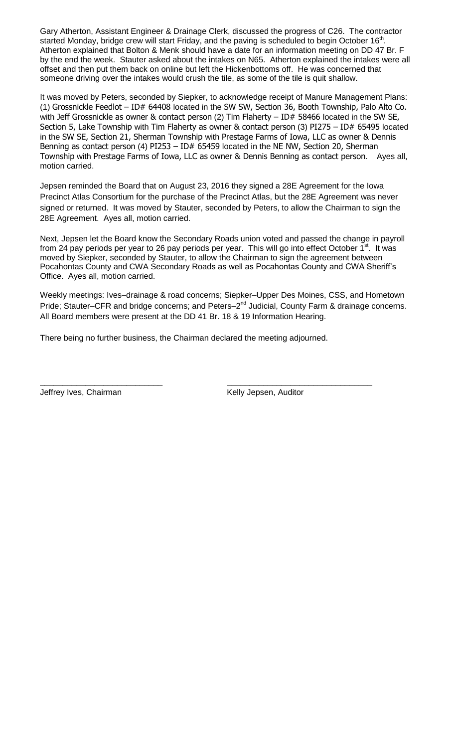Gary Atherton, Assistant Engineer & Drainage Clerk, discussed the progress of C26. The contractor started Monday, bridge crew will start Friday, and the paving is scheduled to begin October 16th. Atherton explained that Bolton & Menk should have a date for an information meeting on DD 47 Br. F by the end the week. Stauter asked about the intakes on N65. Atherton explained the intakes were all offset and then put them back on online but left the Hickenbottoms off. He was concerned that someone driving over the intakes would crush the tile, as some of the tile is quit shallow.

It was moved by Peters, seconded by Siepker, to acknowledge receipt of Manure Management Plans: (1) Grossnickle Feedlot – ID# 64408 located in the SW SW, Section 36, Booth Township, Palo Alto Co. with Jeff Grossnickle as owner & contact person (2) Tim Flaherty – ID# 58466 located in the SW SE, Section 5, Lake Township with Tim Flaherty as owner & contact person (3) PI275 – ID# 65495 located in the SW SE, Section 21, Sherman Township with Prestage Farms of Iowa, LLC as owner & Dennis Benning as contact person (4) PI253 – ID# 65459 located in the NE NW, Section 20, Sherman Township with Prestage Farms of Iowa, LLC as owner & Dennis Benning as contact person. Ayes all, motion carried.

Jepsen reminded the Board that on August 23, 2016 they signed a 28E Agreement for the Iowa Precinct Atlas Consortium for the purchase of the Precinct Atlas, but the 28E Agreement was never signed or returned. It was moved by Stauter, seconded by Peters, to allow the Chairman to sign the 28E Agreement. Ayes all, motion carried.

Next, Jepsen let the Board know the Secondary Roads union voted and passed the change in payroll from 24 pay periods per year to 26 pay periods per year. This will go into effect October 1st. It was moved by Siepker, seconded by Stauter, to allow the Chairman to sign the agreement between Pocahontas County and CWA Secondary Roads as well as Pocahontas County and CWA Sheriff's Office. Ayes all, motion carried.

Weekly meetings: Ives–drainage & road concerns; Siepker–Upper Des Moines, CSS, and Hometown Pride; Stauter–CFR and bridge concerns; and Peters–2nd Judicial, County Farm & drainage concerns. All Board members were present at the DD 41 Br. 18 & 19 Information Hearing.

There being no further business, the Chairman declared the meeting adjourned.

\_\_\_\_\_\_\_\_\_\_\_\_\_\_\_\_\_\_\_\_\_\_\_\_\_\_\_ \_\_\_\_\_\_\_\_\_\_\_\_\_\_\_\_\_\_\_\_\_\_\_\_\_\_\_\_\_\_\_

Jeffrey Ives, Chairman Kelly Jepsen, Auditor